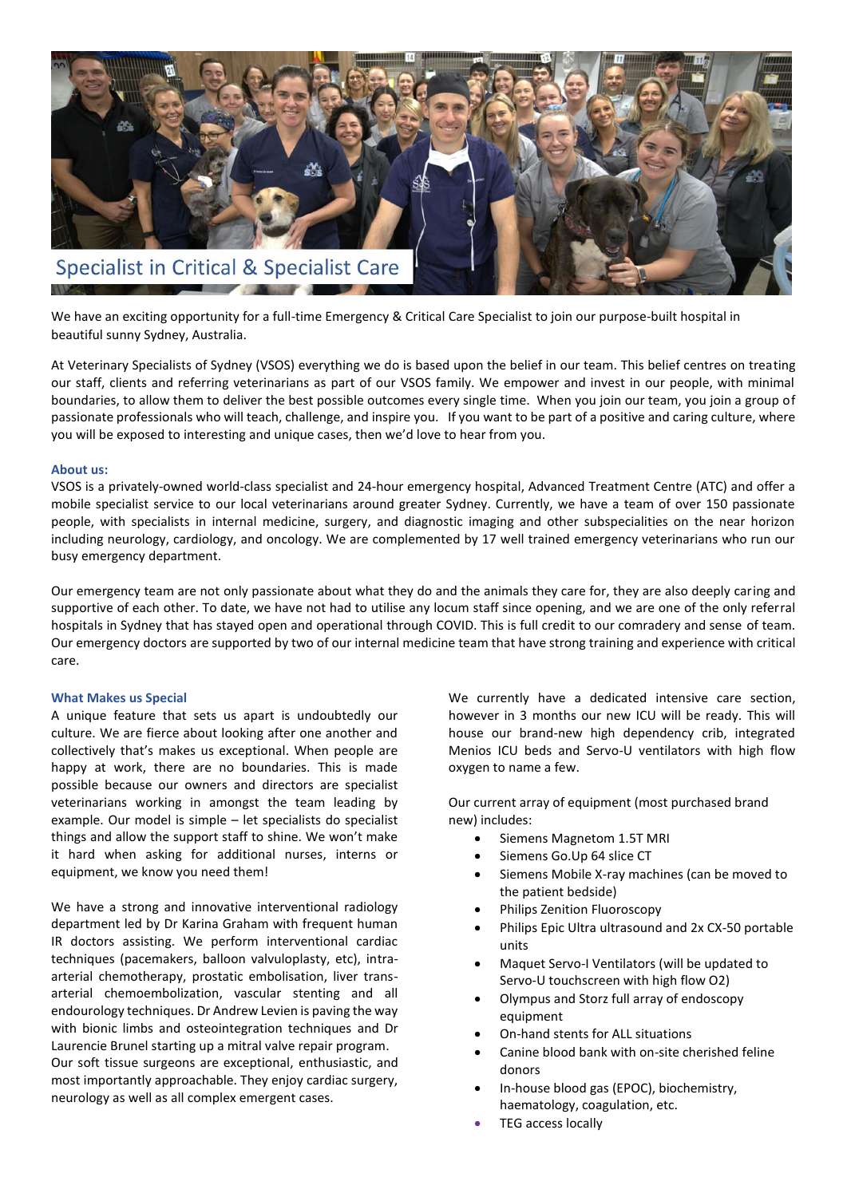# Specialist in Critical & Specialist Care

We have an exciting opportunity for a full-time Emergency & Critical Care Specialist to join our purpose-built hospital in beautiful sunny Sydney, Australia.

At Veterinary Specialists of Sydney (VSOS) everything we do is based upon the belief in our team. This belief centres on treating our staff, clients and referring veterinarians as part of our VSOS family. We empower and invest in our people, with minimal boundaries, to allow them to deliver the best possible outcomes every single time. When you join our team, you join a group of passionate professionals who will teach, challenge, and inspire you. If you want to be part of a positive and caring culture, where you will be exposed to interesting and unique cases, then we'd love to hear from you.

### About us:

VSOS is a privately-owned world-class specialist and 24-hour emergency hospital, Advanced Treatment Centre (ATC) and offer a mobile specialist service to our local veterinarians around greater Sydney. Currently, we have a team of over 150 passionate people, with specialists in internal medicine, surgery, and diagnostic imaging and other subspecialities on the near horizon including neurology, cardiology, and oncology. We are complemented by 17 well trained emergency veterinarians who run our busy emergency department.

Our emergency team are not only passionate about what they do and the animals they care for, they are also deeply caring and supportive of each other. To date, we have not had to utilise any locum staff since opening, and we are one of the only referral hospitals in Sydney that has stayed open and operational through COVID. This is full credit to our comradery and sense of team. Our emergency doctors are supported by two of our internal medicine team that have strong training and experience with critical care.

### What Makes us Special

A unique feature that sets us apart is undoubtedly our culture. We are fierce about looking after one another and collectively that's makes us exceptional. When people are happy at work, there are no boundaries. This is made possible because our owners and directors are specialist veterinarians working in amongst the team leading by example. Our model is simple – let specialists do specialist things and allow the support staff to shine. We won't make it hard when asking for additional nurses, interns or equipment, we know you need them!

We have a strong and innovative interventional radiology department led by Dr Karina Graham with frequent human IR doctors assisting. We perform interventional cardiac techniques (pacemakers, balloon valvuloplasty, etc), intra-arterial chemotherapy, prostatic embolisation, liver trans-arterial chemoembolization, vascular stenting and all endourology techniques. Dr Andrew Levien is paving the way with bionic limbs and osteointegration techniques and Dr Laurencie Brunel starting up a mitral valve repair program. Our soft tissue surgeons are exceptional, enthusiastic, and most importantly approachable. They enjoy cardiac surgery, neurology as well as all complex emergent cases.

We currently have a dedicated intensive care section, however in 3 months our new ICU will be ready. This will house our brand-new high dependency crib, integrated Menios ICU beds and Servo-U ventilators with high flow oxygen to name a few.

Our current array of equipment (most purchased brand new) includes:

- Siemens Magnetom 1.5T MRI
- Siemens Go.Up 64 slice CT
- Siemens Mobile X-ray machines (can be moved to the patient bedside)
- Philips Zenition Fluoroscopy
- Philips Epic Ultra ultrasound and 2x CX-50 portable units
- Maquet Servo-I Ventilators (will be updated to Servo-U touchscreen with high flow O2)
- Olympus and Storz full array of endoscopy equipment
- On-hand stents for ALL situations
- Canine blood bank with on-site cherished feline donors
- In-house blood gas (EPOC), biochemistry, haematology, coagulation, etc.
- TEG access locally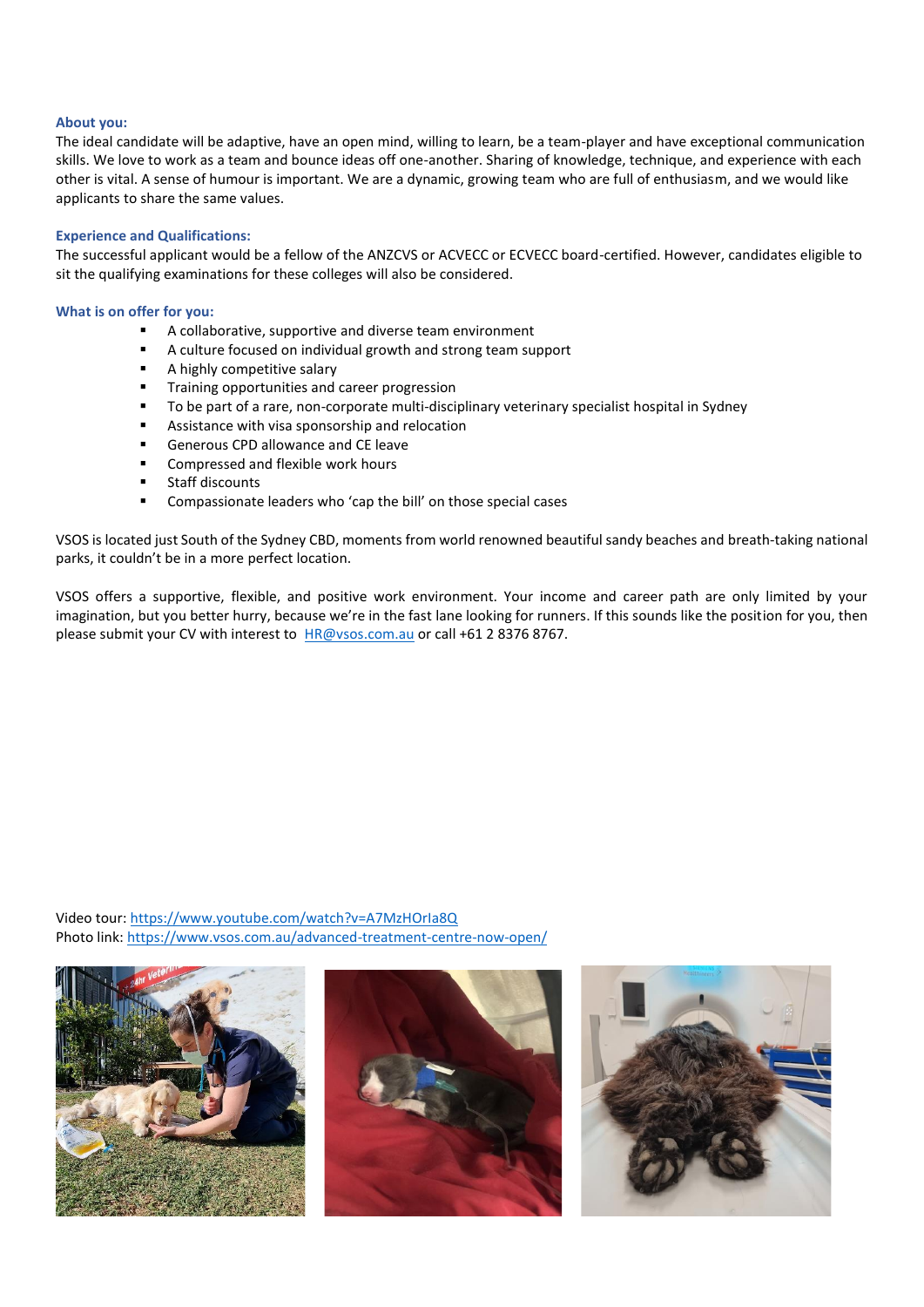### About you:

The ideal candidate will be adaptive, have an open mind, willing to learn, be a team-player and have exceptional communication skills. We love to work as a team and bounce ideas off one-another. Sharing of knowledge, technique, and experience with each other is vital. A sense of humour is important. We are a dynamic, growing team who are full of enthusiasm, and we would like applicants to share the same values.

### Experience and Qualifications:

The successful applicant would be a fellow of the ANZCVS or ACVECC or ECVECC board-certified. However, candidates eligible to sit the qualifying examinations for these colleges will also be considered.

### What is on offer for you:

- A collaborative, supportive and diverse team environment
- A culture focused on individual growth and strong team support
- A highly competitive salary
- Training opportunities and career progression
- To be part of a rare, non-corporate multi-disciplinary veterinary specialist hospital in Sydney
- Assistance with visa sponsorship and relocation
- Generous CPD allowance and CE leave
- Compressed and flexible work hours
- Staff discounts
- Compassionate leaders who 'cap the bill' on those special cases

VSOS is located just South of the Sydney CBD, moments from world renowned beautiful sandy beaches and breath-taking national parks, it couldn't be in a more perfect location.

VSOS offers a supportive, flexible, and positive work environment. Your income and career path are only limited by your imagination, but you better hurry, because we're in the fast lane looking for runners. If this sounds like the position for you, then please submit your CV with interest to HR@vsos.com.au or call +61 2 8376 8767.

Video tour: https://www.youtube.com/watch?v=A7MzHOrIa8Q
Photo link: https://www.vsos.com.au/advanced-treatment-centre-now-open/